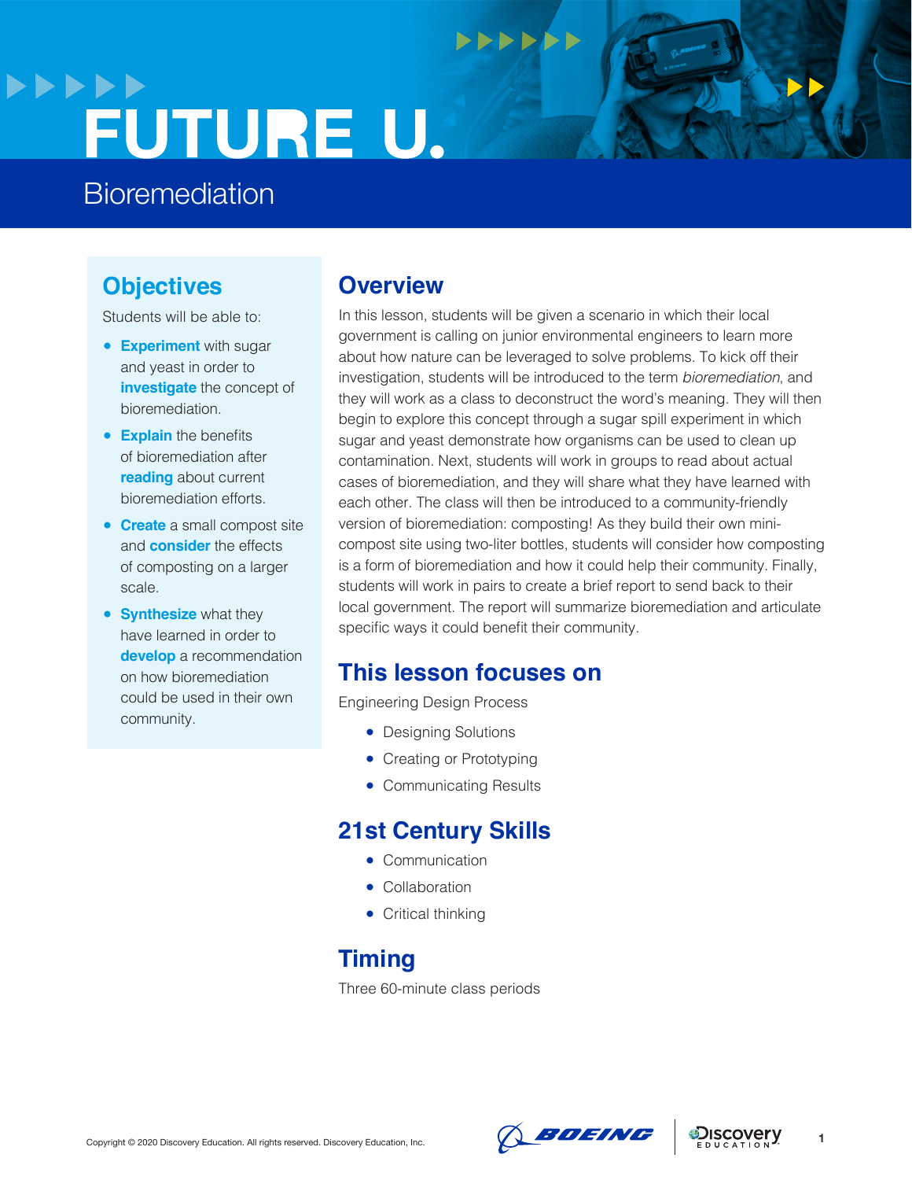# FUTURE U.

## Bioremediation

## Objectives

Students will be able to:

- **Experiment** with sugar and yeast in order to **investigate** the concept of bioremediation.
- **Explain** the benefits of bioremediation after **reading** about current bioremediation efforts.
- **Create** a small compost site and **consider** the effects of composting on a larger scale.
- **Synthesize** what they have learned in order to **develop** a recommendation on how bioremediation could be used in their own community.

## Overview

In this lesson, students will be given a scenario in which their local government is calling on junior environmental engineers to learn more about how nature can be leveraged to solve problems. To kick off their investigation, students will be introduced to the term *bioremediation*, and they will work as a class to deconstruct the word's meaning. They will then begin to explore this concept through a sugar spill experiment in which sugar and yeast demonstrate how organisms can be used to clean up contamination. Next, students will work in groups to read about actual cases of bioremediation, and they will share what they have learned with each other. The class will then be introduced to a community-friendly version of bioremediation: composting! As they build their own mini-compost site using two-liter bottles, students will consider how composting is a form of bioremediation and how it could help their community. Finally, students will work in pairs to create a brief report to send back to their local government. The report will summarize bioremediation and articulate specific ways it could benefit their community.

## This lesson focuses on

Engineering Design Process

- Designing Solutions
- Creating or Prototyping
- Communicating Results

## 21st Century Skills

- Communication
- Collaboration
- Critical thinking

## Timing

Three 60-minute class periods

Copyright © 2020 Discovery Education. All rights reserved. Discovery Education, Inc.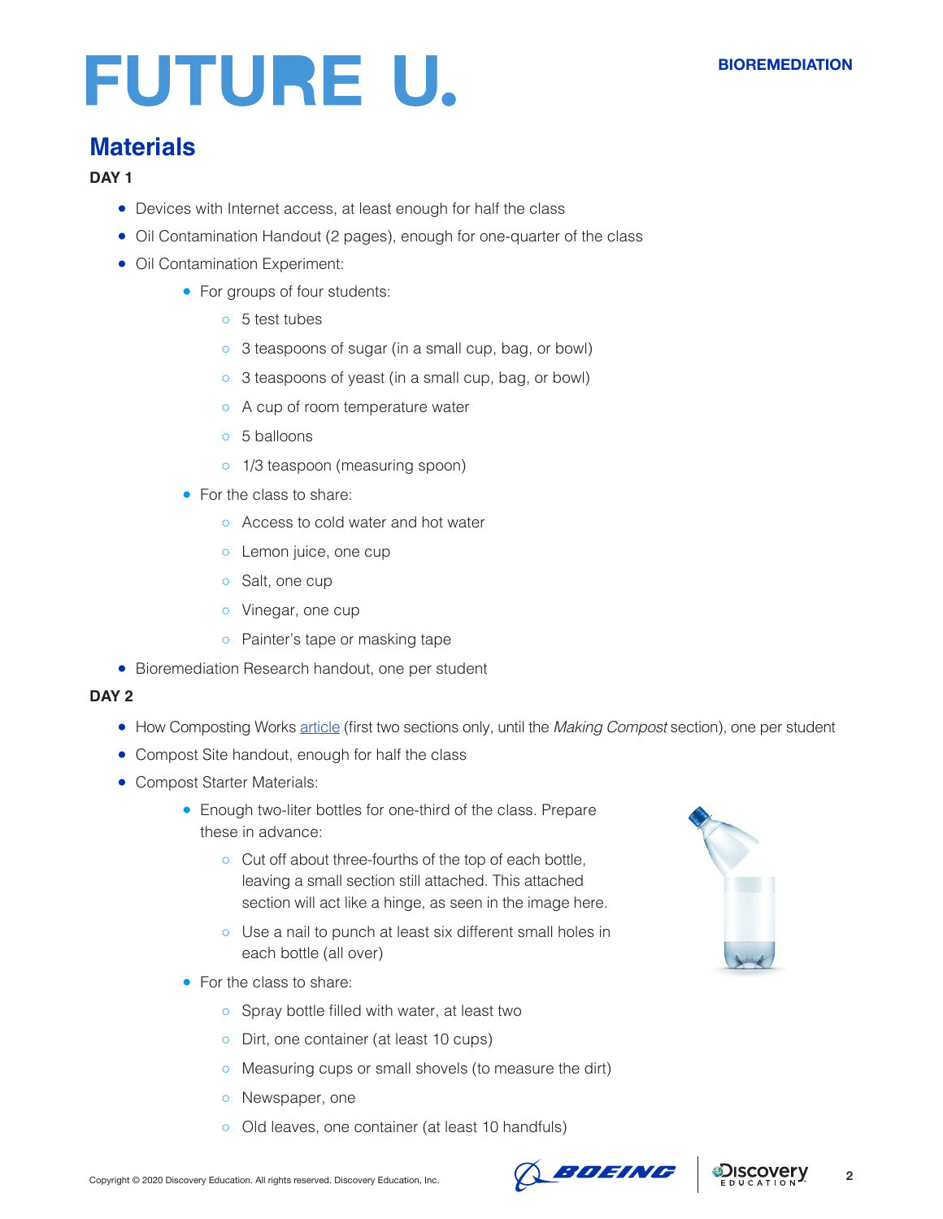## Materials

**DAY 1**

- Devices with Internet access, at least enough for half the class
- Oil Contamination Handout (2 pages), enough for one-quarter of the class
- Oil Contamination Experiment:
    - For groups of four students:
        - 5 test tubes
        - 3 teaspoons of sugar (in a small cup, bag, or bowl)
        - 3 teaspoons of yeast (in a small cup, bag, or bowl)
        - A cup of room temperature water
        - 5 balloons
        - 1/3 teaspoon (measuring spoon)
    - For the class to share:
        - Access to cold water and hot water
        - Lemon juice, one cup
        - Salt, one cup
        - Vinegar, one cup
        - Painter's tape or masking tape
- Bioremediation Research handout, one per student

**DAY 2**

- How Composting Works article (first two sections only, until the *Making Compost* section), one per student
- Compost Site handout, enough for half the class
- Compost Starter Materials:
    - Enough two-liter bottles for one-third of the class. Prepare these in advance:
        - Cut off about three-fourths of the top of each bottle, leaving a small section still attached. This attached section will act like a hinge, as seen in the image here.
        - Use a nail to punch at least six different small holes in each bottle (all over)
    - For the class to share:
        - Spray bottle filled with water, at least two
        - Dirt, one container (at least 10 cups)
        - Measuring cups or small shovels (to measure the dirt)
        - Newspaper, one
        - Old leaves, one container (at least 10 handfuls)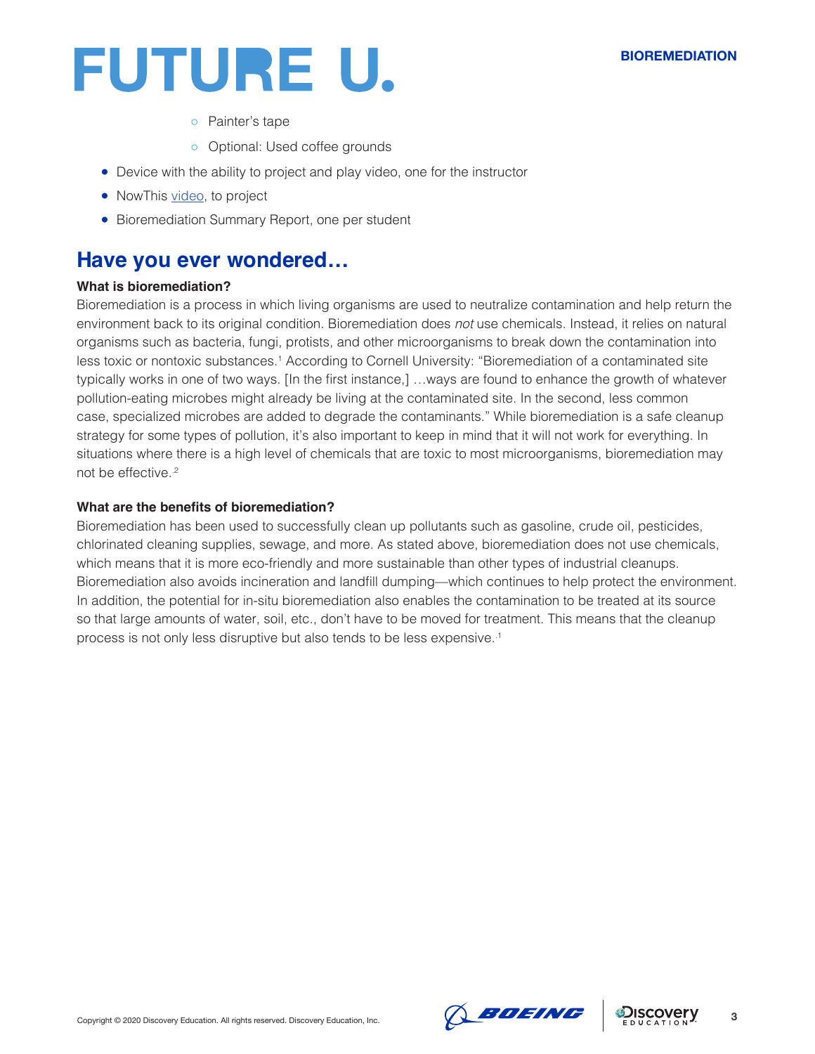- Painter's tape
    - Optional: Used coffee grounds
- Device with the ability to project and play video, one for the instructor
- NowThis video, to project
- Bioremediation Summary Report, one per student

## Have you ever wondered…

**What is bioremediation?**

Bioremediation is a process in which living organisms are used to neutralize contamination and help return the environment back to its original condition. Bioremediation does *not* use chemicals. Instead, it relies on natural organisms such as bacteria, fungi, protists, and other microorganisms to break down the contamination into less toxic or nontoxic substances.[1] According to Cornell University: "Bioremediation of a contaminated site typically works in one of two ways. [In the first instance,] …ways are found to enhance the growth of whatever pollution-eating microbes might already be living at the contaminated site. In the second, less common case, specialized microbes are added to degrade the contaminants." While bioremediation is a safe cleanup strategy for some types of pollution, it's also important to keep in mind that it will not work for everything. In situations where there is a high level of chemicals that are toxic to most microorganisms, bioremediation may not be effective.[2]

**What are the benefits of bioremediation?**

Bioremediation has been used to successfully clean up pollutants such as gasoline, crude oil, pesticides, chlorinated cleaning supplies, sewage, and more. As stated above, bioremediation does not use chemicals, which means that it is more eco-friendly and more sustainable than other types of industrial cleanups. Bioremediation also avoids incineration and landfill dumping—which continues to help protect the environment. In addition, the potential for in-situ bioremediation also enables the contamination to be treated at its source so that large amounts of water, soil, etc., don't have to be moved for treatment. This means that the cleanup process is not only less disruptive but also tends to be less expensive.[1]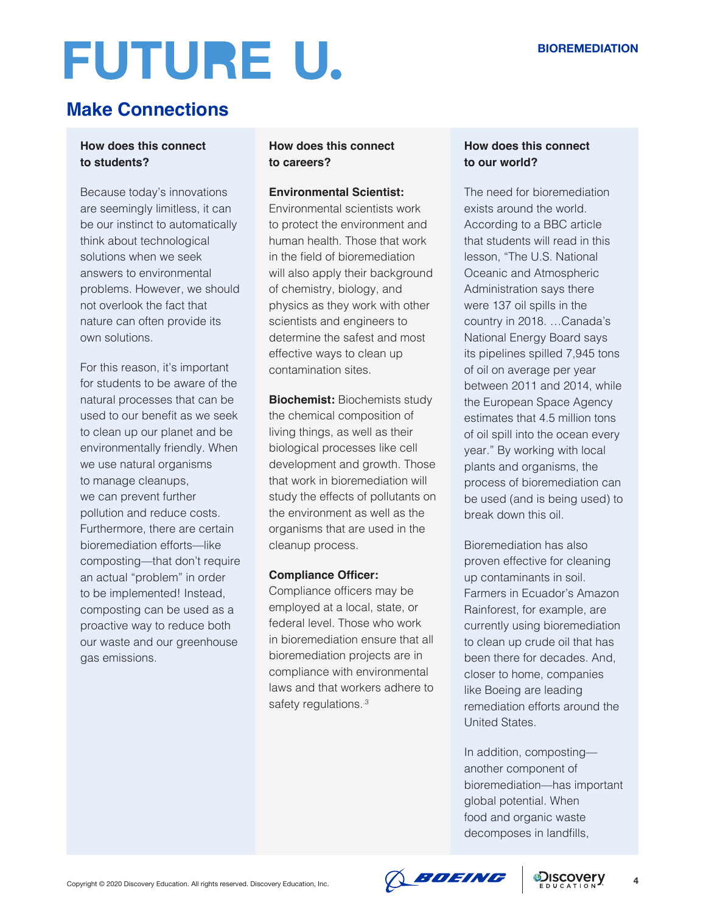## Make Connections

### How does this connect to students?

Because today's innovations are seemingly limitless, it can be our instinct to automatically think about technological solutions when we seek answers to environmental problems. However, we should not overlook the fact that nature can often provide its own solutions.

For this reason, it's important for students to be aware of the natural processes that can be used to our benefit as we seek to clean up our planet and be environmentally friendly. When we use natural organisms to manage cleanups, we can prevent further pollution and reduce costs. Furthermore, there are certain bioremediation efforts—like composting—that don't require an actual "problem" in order to be implemented! Instead, composting can be used as a proactive way to reduce both our waste and our greenhouse gas emissions.

### How does this connect to careers?

**Environmental Scientist:** Environmental scientists work to protect the environment and human health. Those that work in the field of bioremediation will also apply their background of chemistry, biology, and physics as they work with other scientists and engineers to determine the safest and most effective ways to clean up contamination sites.

**Biochemist:** Biochemists study the chemical composition of living things, as well as their biological processes like cell development and growth. Those that work in bioremediation will study the effects of pollutants on the environment as well as the organisms that are used in the cleanup process.

**Compliance Officer:** Compliance officers may be employed at a local, state, or federal level. Those who work in bioremediation ensure that all bioremediation projects are in compliance with environmental laws and that workers adhere to safety regulations.[3]

### How does this connect to our world?

The need for bioremediation exists around the world. According to a BBC article that students will read in this lesson, "The U.S. National Oceanic and Atmospheric Administration says there were 137 oil spills in the country in 2018. …Canada's National Energy Board says its pipelines spilled 7,945 tons of oil on average per year between 2011 and 2014, while the European Space Agency estimates that 4.5 million tons of oil spill into the ocean every year." By working with local plants and organisms, the process of bioremediation can be used (and is being used) to break down this oil.

Bioremediation has also proven effective for cleaning up contaminants in soil. Farmers in Ecuador's Amazon Rainforest, for example, are currently using bioremediation to clean up crude oil that has been there for decades. And, closer to home, companies like Boeing are leading remediation efforts around the United States.

In addition, composting—another component of bioremediation—has important global potential. When food and organic waste decomposes in landfills,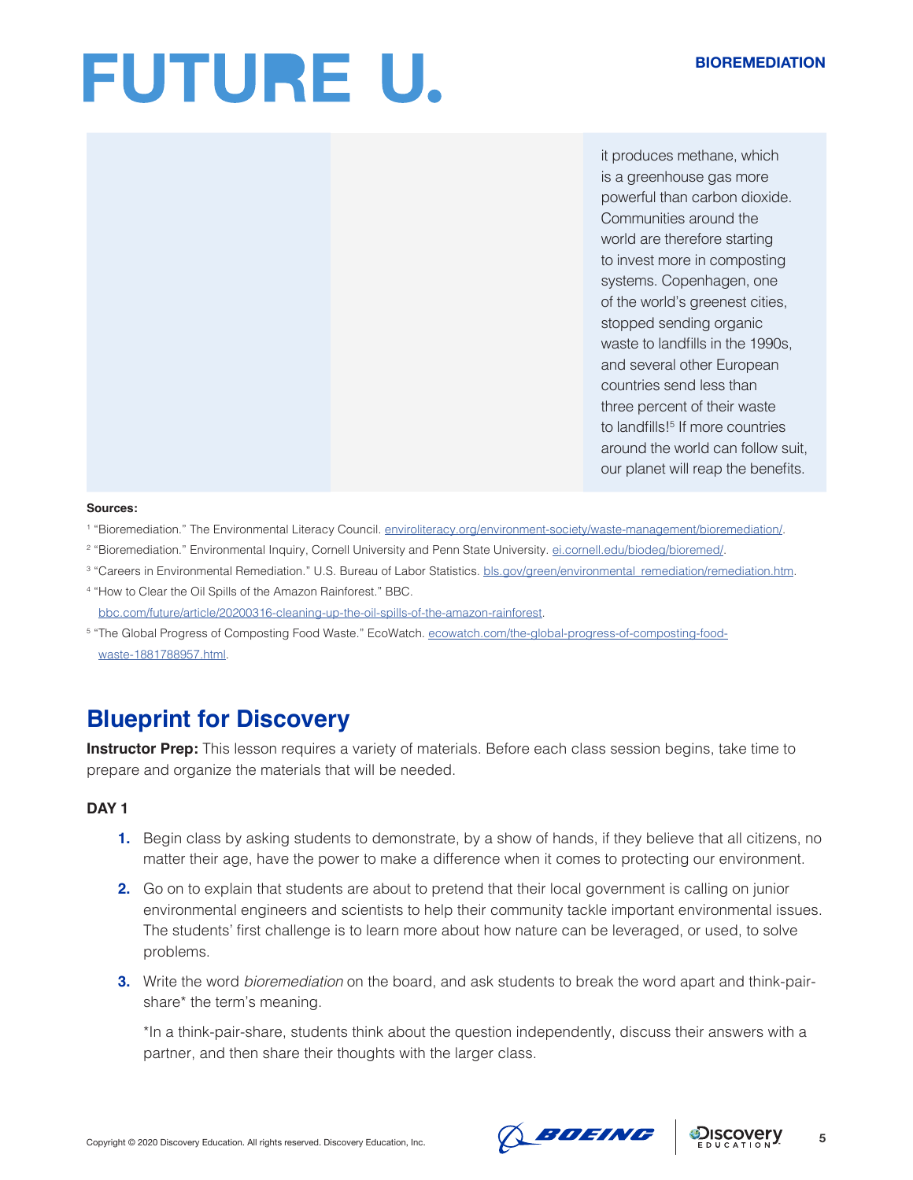it produces methane, which is a greenhouse gas more powerful than carbon dioxide. Communities around the world are therefore starting to invest more in composting systems. Copenhagen, one of the world's greenest cities, stopped sending organic waste to landfills in the 1990s, and several other European countries send less than three percent of their waste to landfills![5] If more countries around the world can follow suit, our planet will reap the benefits.

**Sources:**

[1] "Bioremediation." The Environmental Literacy Council. enviroliteracy.org/environment-society/waste-management/bioremediation/.

[2] "Bioremediation." Environmental Inquiry, Cornell University and Penn State University. ei.cornell.edu/biodeg/bioremed/.

[3] "Careers in Environmental Remediation." U.S. Bureau of Labor Statistics. bls.gov/green/environmental_remediation/remediation.htm.

[4] "How to Clear the Oil Spills of the Amazon Rainforest." BBC. bbc.com/future/article/20200316-cleaning-up-the-oil-spills-of-the-amazon-rainforest.

[5] "The Global Progress of Composting Food Waste." EcoWatch. ecowatch.com/the-global-progress-of-composting-food-waste-1881788957.html.

## Blueprint for Discovery

**Instructor Prep:** This lesson requires a variety of materials. Before each class session begins, take time to prepare and organize the materials that will be needed.

**DAY 1**

1. Begin class by asking students to demonstrate, by a show of hands, if they believe that all citizens, no matter their age, have the power to make a difference when it comes to protecting our environment.
2. Go on to explain that students are about to pretend that their local government is calling on junior environmental engineers and scientists to help their community tackle important environmental issues. The students' first challenge is to learn more about how nature can be leveraged, or used, to solve problems.
3. Write the word *bioremediation* on the board, and ask students to break the word apart and think-pair-share* the term's meaning.

   *In a think-pair-share, students think about the question independently, discuss their answers with a partner, and then share their thoughts with the larger class.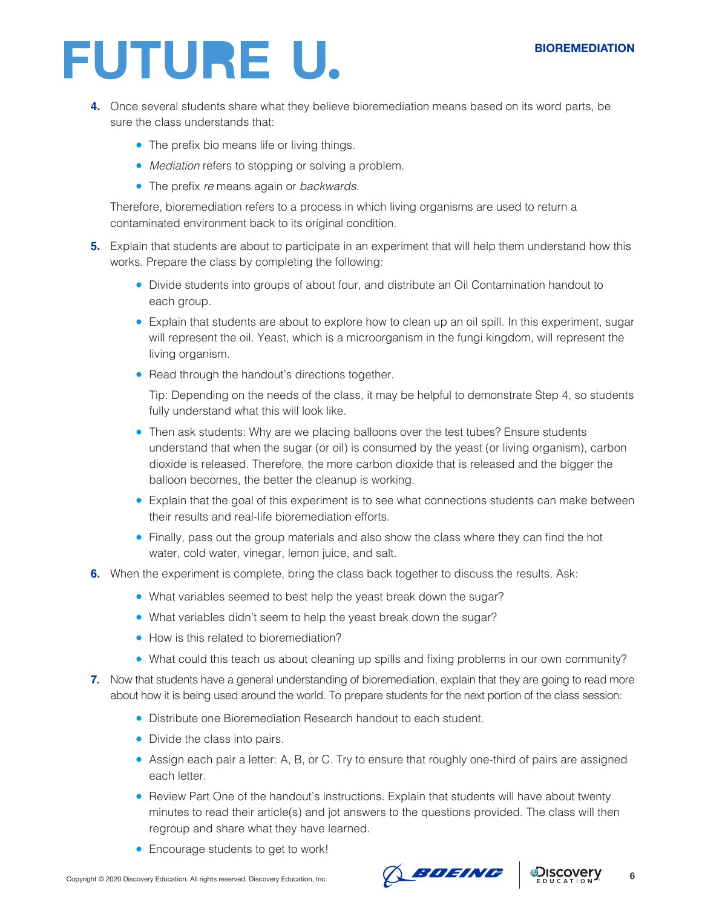4. Once several students share what they believe bioremediation means based on its word parts, be sure the class understands that:

   - The prefix bio means life or living things.
   - *Mediation* refers to stopping or solving a problem.
   - The prefix *re* means again or *backwards.*

   Therefore, bioremediation refers to a process in which living organisms are used to return a contaminated environment back to its original condition.

5. Explain that students are about to participate in an experiment that will help them understand how this works. Prepare the class by completing the following:

   - Divide students into groups of about four, and distribute an Oil Contamination handout to each group.
   - Explain that students are about to explore how to clean up an oil spill. In this experiment, sugar will represent the oil. Yeast, which is a microorganism in the fungi kingdom, will represent the living organism.
   - Read through the handout's directions together.

     Tip: Depending on the needs of the class, it may be helpful to demonstrate Step 4, so students fully understand what this will look like.

   - Then ask students: Why are we placing balloons over the test tubes? Ensure students understand that when the sugar (or oil) is consumed by the yeast (or living organism), carbon dioxide is released. Therefore, the more carbon dioxide that is released and the bigger the balloon becomes, the better the cleanup is working.
   - Explain that the goal of this experiment is to see what connections students can make between their results and real-life bioremediation efforts.
   - Finally, pass out the group materials and also show the class where they can find the hot water, cold water, vinegar, lemon juice, and salt.

6. When the experiment is complete, bring the class back together to discuss the results. Ask:

   - What variables seemed to best help the yeast break down the sugar?
   - What variables didn't seem to help the yeast break down the sugar?
   - How is this related to bioremediation?
   - What could this teach us about cleaning up spills and fixing problems in our own community?

7. Now that students have a general understanding of bioremediation, explain that they are going to read more about how it is being used around the world. To prepare students for the next portion of the class session:

   - Distribute one Bioremediation Research handout to each student.
   - Divide the class into pairs.
   - Assign each pair a letter: A, B, or C. Try to ensure that roughly one-third of pairs are assigned each letter.
   - Review Part One of the handout's instructions. Explain that students will have about twenty minutes to read their article(s) and jot answers to the questions provided. The class will then regroup and share what they have learned.
   - Encourage students to get to work!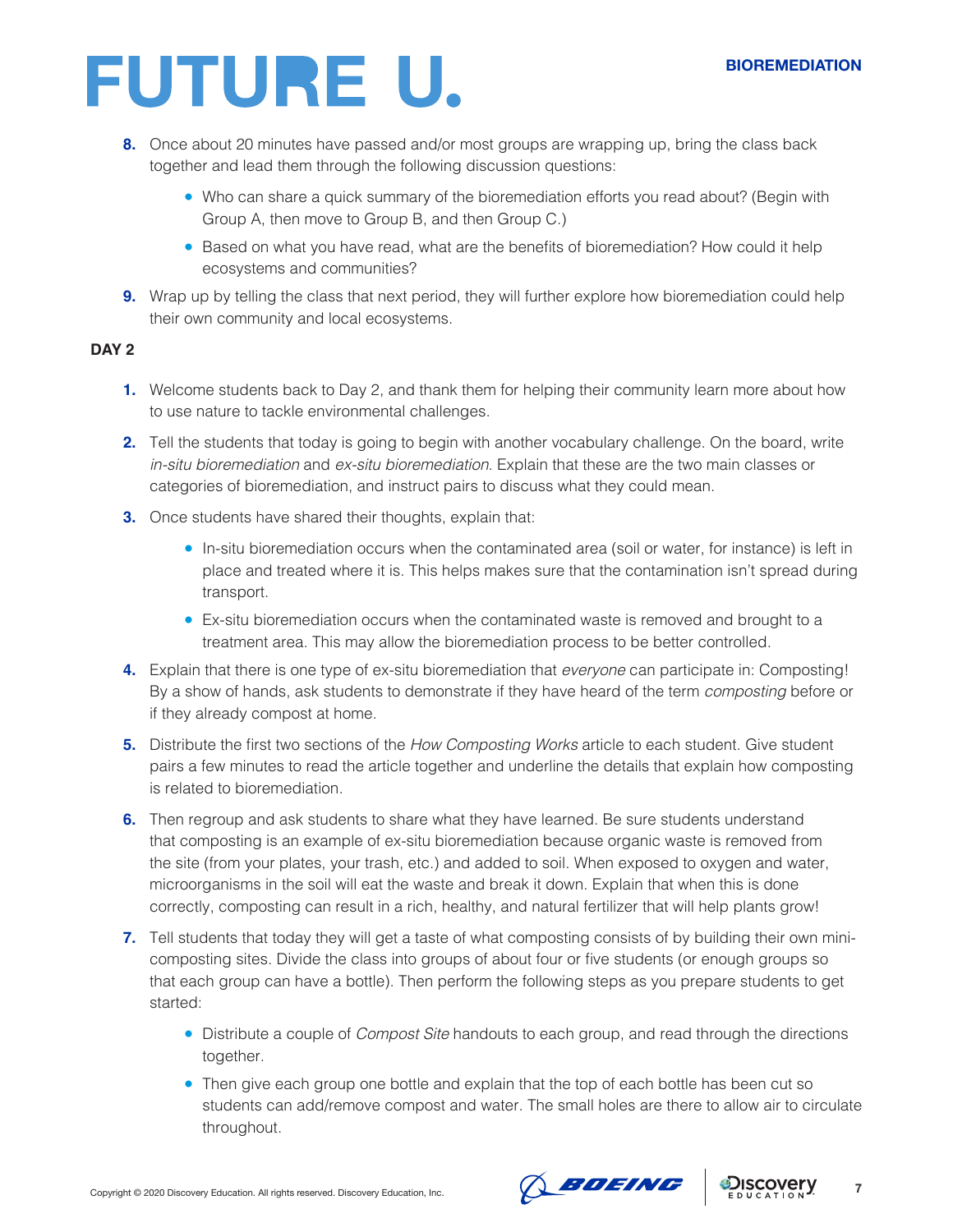8. Once about 20 minutes have passed and/or most groups are wrapping up, bring the class back together and lead them through the following discussion questions:
    - Who can share a quick summary of the bioremediation efforts you read about? (Begin with Group A, then move to Group B, and then Group C.)
    - Based on what you have read, what are the benefits of bioremediation? How could it help ecosystems and communities?
9. Wrap up by telling the class that next period, they will further explore how bioremediation could help their own community and local ecosystems.

**DAY 2**

1. Welcome students back to Day 2, and thank them for helping their community learn more about how to use nature to tackle environmental challenges.
2. Tell the students that today is going to begin with another vocabulary challenge. On the board, write *in-situ bioremediation* and *ex-situ bioremediation*. Explain that these are the two main classes or categories of bioremediation, and instruct pairs to discuss what they could mean.
3. Once students have shared their thoughts, explain that:
    - In-situ bioremediation occurs when the contaminated area (soil or water, for instance) is left in place and treated where it is. This helps makes sure that the contamination isn't spread during transport.
    - Ex-situ bioremediation occurs when the contaminated waste is removed and brought to a treatment area. This may allow the bioremediation process to be better controlled.
4. Explain that there is one type of ex-situ bioremediation that *everyone* can participate in: Composting! By a show of hands, ask students to demonstrate if they have heard of the term *composting* before or if they already compost at home.
5. Distribute the first two sections of the *How Composting Works* article to each student. Give student pairs a few minutes to read the article together and underline the details that explain how composting is related to bioremediation.
6. Then regroup and ask students to share what they have learned. Be sure students understand that composting is an example of ex-situ bioremediation because organic waste is removed from the site (from your plates, your trash, etc.) and added to soil. When exposed to oxygen and water, microorganisms in the soil will eat the waste and break it down. Explain that when this is done correctly, composting can result in a rich, healthy, and natural fertilizer that will help plants grow!
7. Tell students that today they will get a taste of what composting consists of by building their own mini-composting sites. Divide the class into groups of about four or five students (or enough groups so that each group can have a bottle). Then perform the following steps as you prepare students to get started:
    - Distribute a couple of *Compost Site* handouts to each group, and read through the directions together.
    - Then give each group one bottle and explain that the top of each bottle has been cut so students can add/remove compost and water. The small holes are there to allow air to circulate throughout.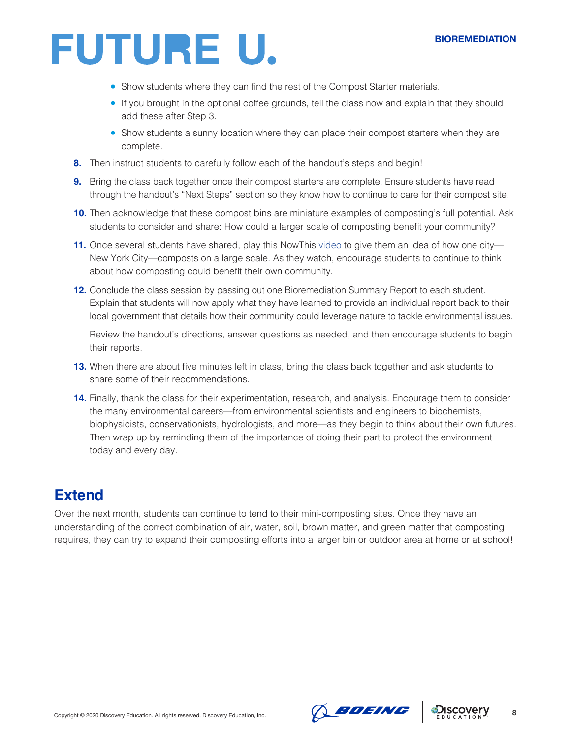- Show students where they can find the rest of the Compost Starter materials.
- If you brought in the optional coffee grounds, tell the class now and explain that they should add these after Step 3.
- Show students a sunny location where they can place their compost starters when they are complete.

8. Then instruct students to carefully follow each of the handout's steps and begin!
9. Bring the class back together once their compost starters are complete. Ensure students have read through the handout's "Next Steps" section so they know how to continue to care for their compost site.
10. Then acknowledge that these compost bins are miniature examples of composting's full potential. Ask students to consider and share: How could a larger scale of composting benefit your community?
11. Once several students have shared, play this NowThis video to give them an idea of how one city—New York City—composts on a large scale. As they watch, encourage students to continue to think about how composting could benefit their own community.
12. Conclude the class session by passing out one Bioremediation Summary Report to each student. Explain that students will now apply what they have learned to provide an individual report back to their local government that details how their community could leverage nature to tackle environmental issues.

    Review the handout's directions, answer questions as needed, and then encourage students to begin their reports.
13. When there are about five minutes left in class, bring the class back together and ask students to share some of their recommendations.
14. Finally, thank the class for their experimentation, research, and analysis. Encourage them to consider the many environmental careers—from environmental scientists and engineers to biochemists, biophysicists, conservationists, hydrologists, and more—as they begin to think about their own futures. Then wrap up by reminding them of the importance of doing their part to protect the environment today and every day.

## Extend

Over the next month, students can continue to tend to their mini-composting sites. Once they have an understanding of the correct combination of air, water, soil, brown matter, and green matter that composting requires, they can try to expand their composting efforts into a larger bin or outdoor area at home or at school!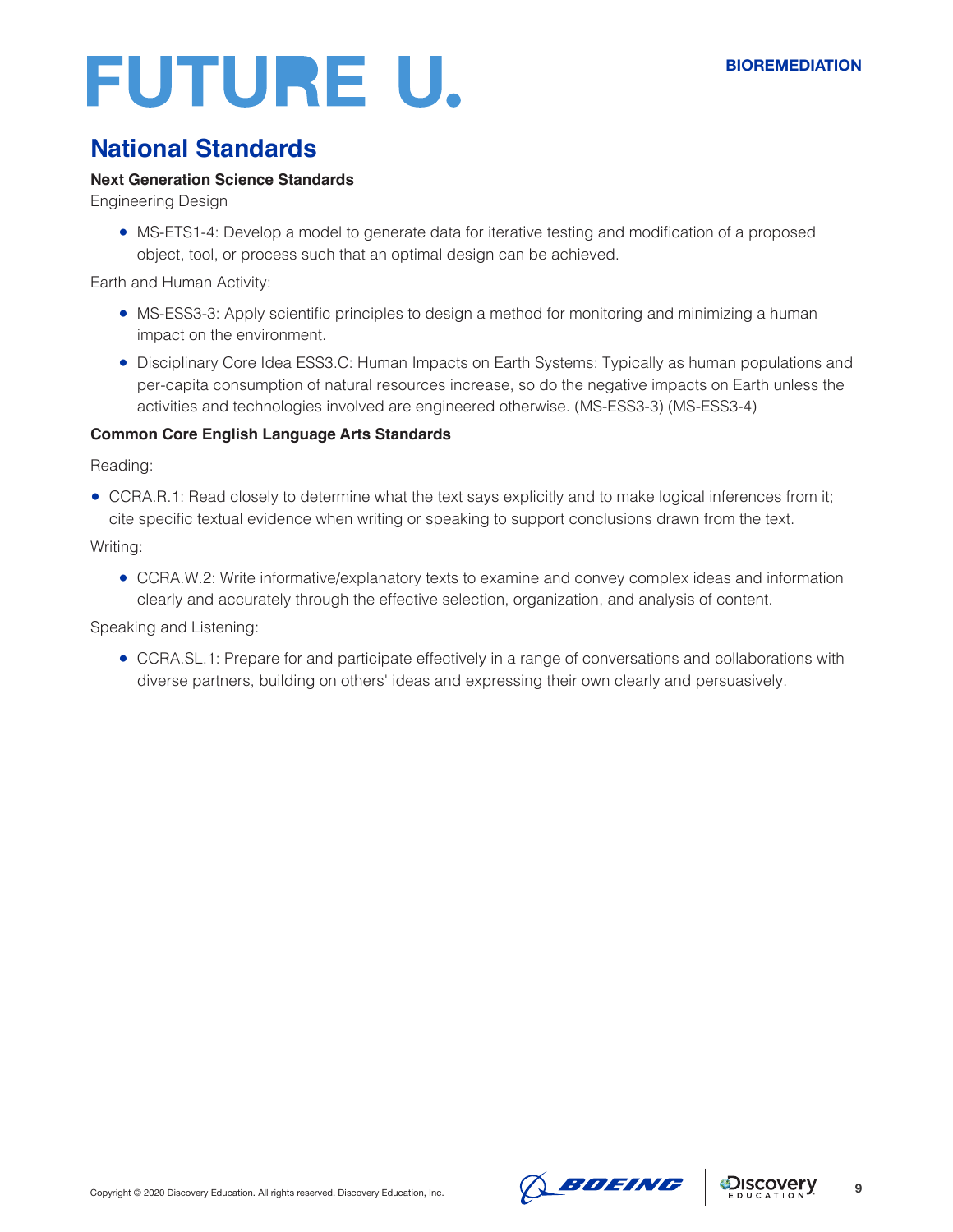## National Standards

**Next Generation Science Standards**

Engineering Design

- MS-ETS1-4: Develop a model to generate data for iterative testing and modification of a proposed object, tool, or process such that an optimal design can be achieved.

Earth and Human Activity:

- MS-ESS3-3: Apply scientific principles to design a method for monitoring and minimizing a human impact on the environment.
- Disciplinary Core Idea ESS3.C: Human Impacts on Earth Systems: Typically as human populations and per-capita consumption of natural resources increase, so do the negative impacts on Earth unless the activities and technologies involved are engineered otherwise. (MS-ESS3-3) (MS-ESS3-4)

**Common Core English Language Arts Standards**

Reading:

- CCRA.R.1: Read closely to determine what the text says explicitly and to make logical inferences from it; cite specific textual evidence when writing or speaking to support conclusions drawn from the text.

Writing:

- CCRA.W.2: Write informative/explanatory texts to examine and convey complex ideas and information clearly and accurately through the effective selection, organization, and analysis of content.

Speaking and Listening:

- CCRA.SL.1: Prepare for and participate effectively in a range of conversations and collaborations with diverse partners, building on others' ideas and expressing their own clearly and persuasively.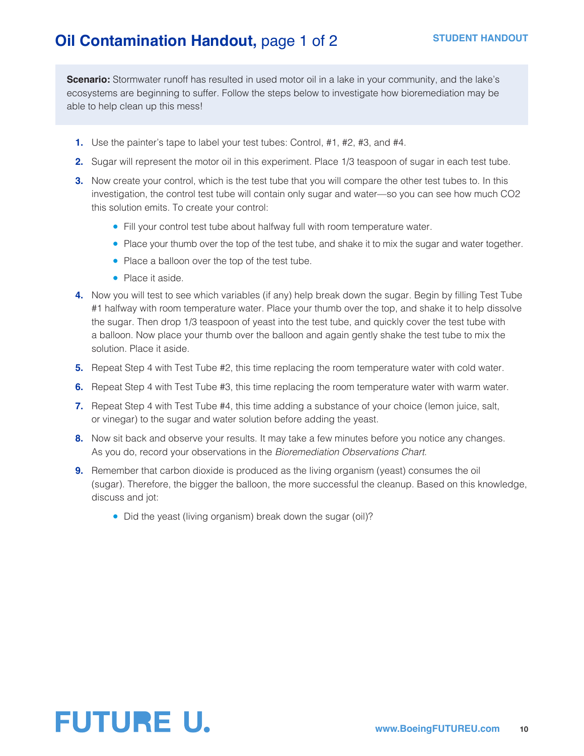# **Oil Contamination Handout,** page 1 of 2

**STUDENT HANDOUT**

**Scenario:** Stormwater runoff has resulted in used motor oil in a lake in your community, and the lake's ecosystems are beginning to suffer. Follow the steps below to investigate how bioremediation may be able to help clean up this mess!

1. Use the painter's tape to label your test tubes: Control, #1, #2, #3, and #4.
2. Sugar will represent the motor oil in this experiment. Place 1/3 teaspoon of sugar in each test tube.
3. Now create your control, which is the test tube that you will compare the other test tubes to. In this investigation, the control test tube will contain only sugar and water—so you can see how much CO2 this solution emits. To create your control:
   - Fill your control test tube about halfway full with room temperature water.
   - Place your thumb over the top of the test tube, and shake it to mix the sugar and water together.
   - Place a balloon over the top of the test tube.
   - Place it aside.
4. Now you will test to see which variables (if any) help break down the sugar. Begin by filling Test Tube #1 halfway with room temperature water. Place your thumb over the top, and shake it to help dissolve the sugar. Then drop 1/3 teaspoon of yeast into the test tube, and quickly cover the test tube with a balloon. Now place your thumb over the balloon and again gently shake the test tube to mix the solution. Place it aside.
5. Repeat Step 4 with Test Tube #2, this time replacing the room temperature water with cold water.
6. Repeat Step 4 with Test Tube #3, this time replacing the room temperature water with warm water.
7. Repeat Step 4 with Test Tube #4, this time adding a substance of your choice (lemon juice, salt, or vinegar) to the sugar and water solution before adding the yeast.
8. Now sit back and observe your results. It may take a few minutes before you notice any changes. As you do, record your observations in the *Bioremediation Observations Chart.*
9. Remember that carbon dioxide is produced as the living organism (yeast) consumes the oil (sugar). Therefore, the bigger the balloon, the more successful the cleanup. Based on this knowledge, discuss and jot:
   - Did the yeast (living organism) break down the sugar (oil)?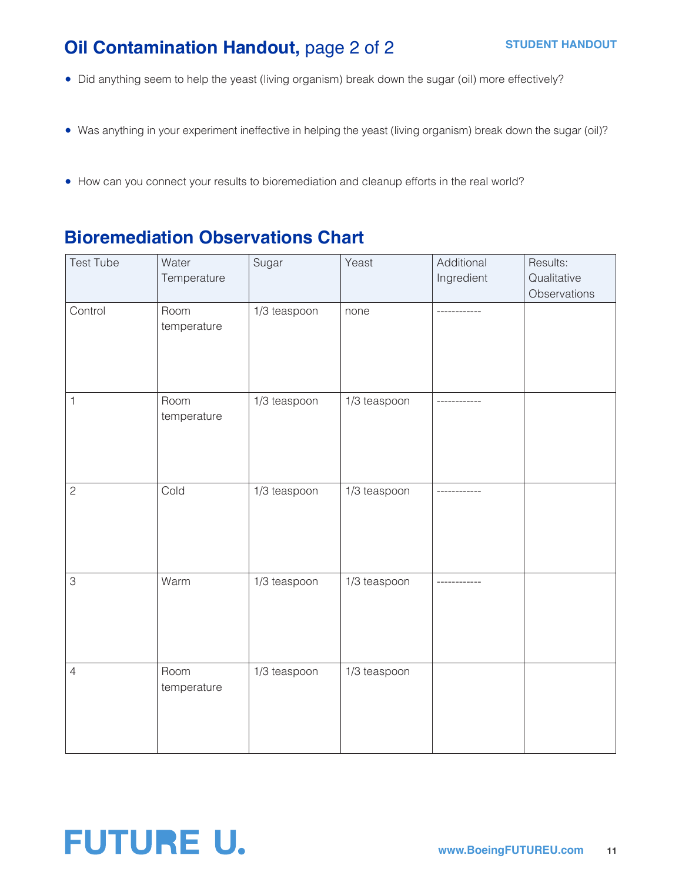# Oil Contamination Handout, page 2 of 2

- Did anything seem to help the yeast (living organism) break down the sugar (oil) more effectively?
- Was anything in your experiment ineffective in helping the yeast (living organism) break down the sugar (oil)?
- How can you connect your results to bioremediation and cleanup efforts in the real world?

## Bioremediation Observations Chart

| Test Tube | Water Temperature | Sugar | Yeast | Additional Ingredient | Results: Qualitative Observations |
|---|---|---|---|---|---|
| Control | Room temperature | 1/3 teaspoon | none | ------------ | |
| 1 | Room temperature | 1/3 teaspoon | 1/3 teaspoon | ------------ | |
| 2 | Cold | 1/3 teaspoon | 1/3 teaspoon | ------------ | |
| 3 | Warm | 1/3 teaspoon | 1/3 teaspoon | ------------ | |
| 4 | Room temperature | 1/3 teaspoon | 1/3 teaspoon | | |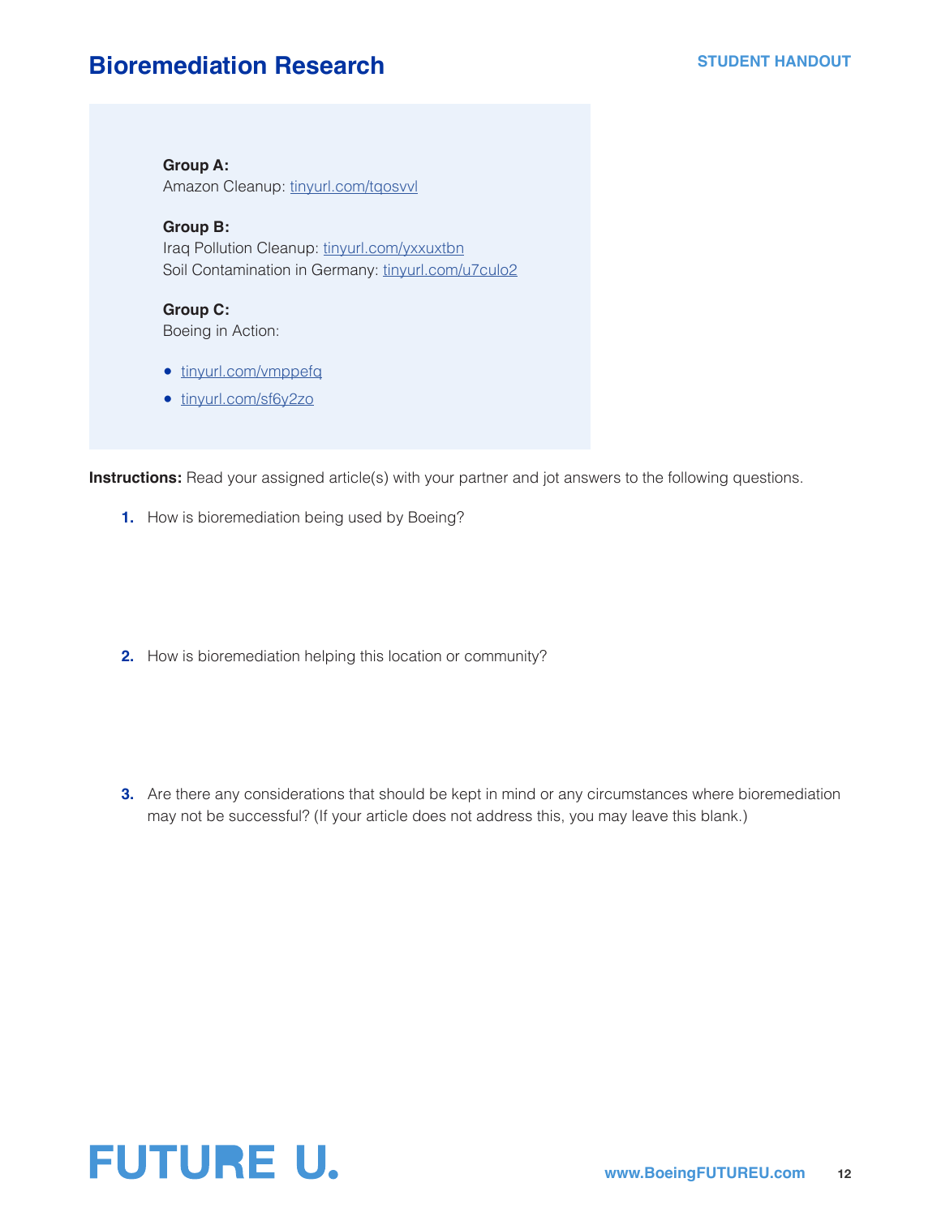# Bioremediation Research

STUDENT HANDOUT

**Group A:**
Amazon Cleanup: tinyurl.com/tqosvvl

**Group B:**
Iraq Pollution Cleanup: tinyurl.com/yxxuxtbn
Soil Contamination in Germany: tinyurl.com/u7culo2

**Group C:**
Boeing in Action:

- tinyurl.com/vmppefq
- tinyurl.com/sf6y2zo

**Instructions:** Read your assigned article(s) with your partner and jot answers to the following questions.

1. How is bioremediation being used by Boeing?

2. How is bioremediation helping this location or community?

3. Are there any considerations that should be kept in mind or any circumstances where bioremediation may not be successful? (If your article does not address this, you may leave this blank.)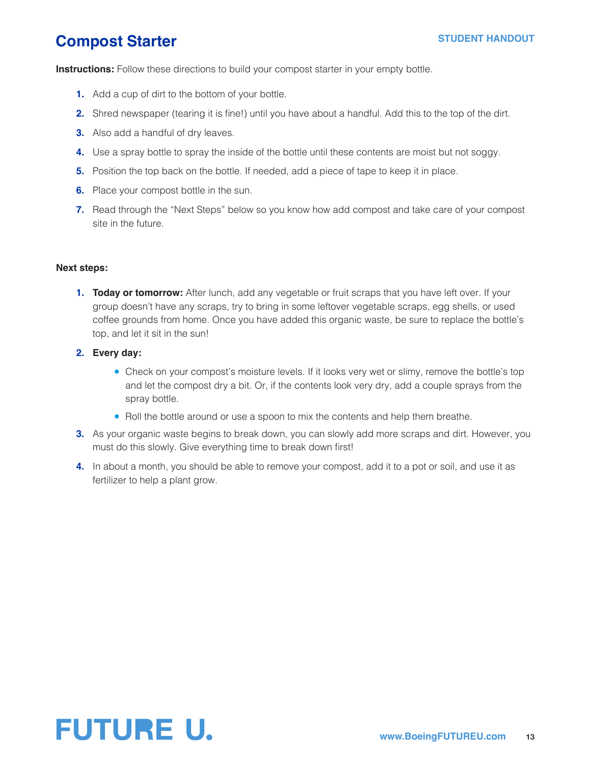# Compost Starter

STUDENT HANDOUT

**Instructions:** Follow these directions to build your compost starter in your empty bottle.

1. Add a cup of dirt to the bottom of your bottle.
2. Shred newspaper (tearing it is fine!) until you have about a handful. Add this to the top of the dirt.
3. Also add a handful of dry leaves.
4. Use a spray bottle to spray the inside of the bottle until these contents are moist but not soggy.
5. Position the top back on the bottle. If needed, add a piece of tape to keep it in place.
6. Place your compost bottle in the sun.
7. Read through the "Next Steps" below so you know how add compost and take care of your compost site in the future.

**Next steps:**

1. **Today or tomorrow:** After lunch, add any vegetable or fruit scraps that you have left over. If your group doesn't have any scraps, try to bring in some leftover vegetable scraps, egg shells, or used coffee grounds from home. Once you have added this organic waste, be sure to replace the bottle's top, and let it sit in the sun!
2. **Every day:**
   - Check on your compost's moisture levels. If it looks very wet or slimy, remove the bottle's top and let the compost dry a bit. Or, if the contents look very dry, add a couple sprays from the spray bottle.
   - Roll the bottle around or use a spoon to mix the contents and help them breathe.
3. As your organic waste begins to break down, you can slowly add more scraps and dirt. However, you must do this slowly. Give everything time to break down first!
4. In about a month, you should be able to remove your compost, add it to a pot or soil, and use it as fertilizer to help a plant grow.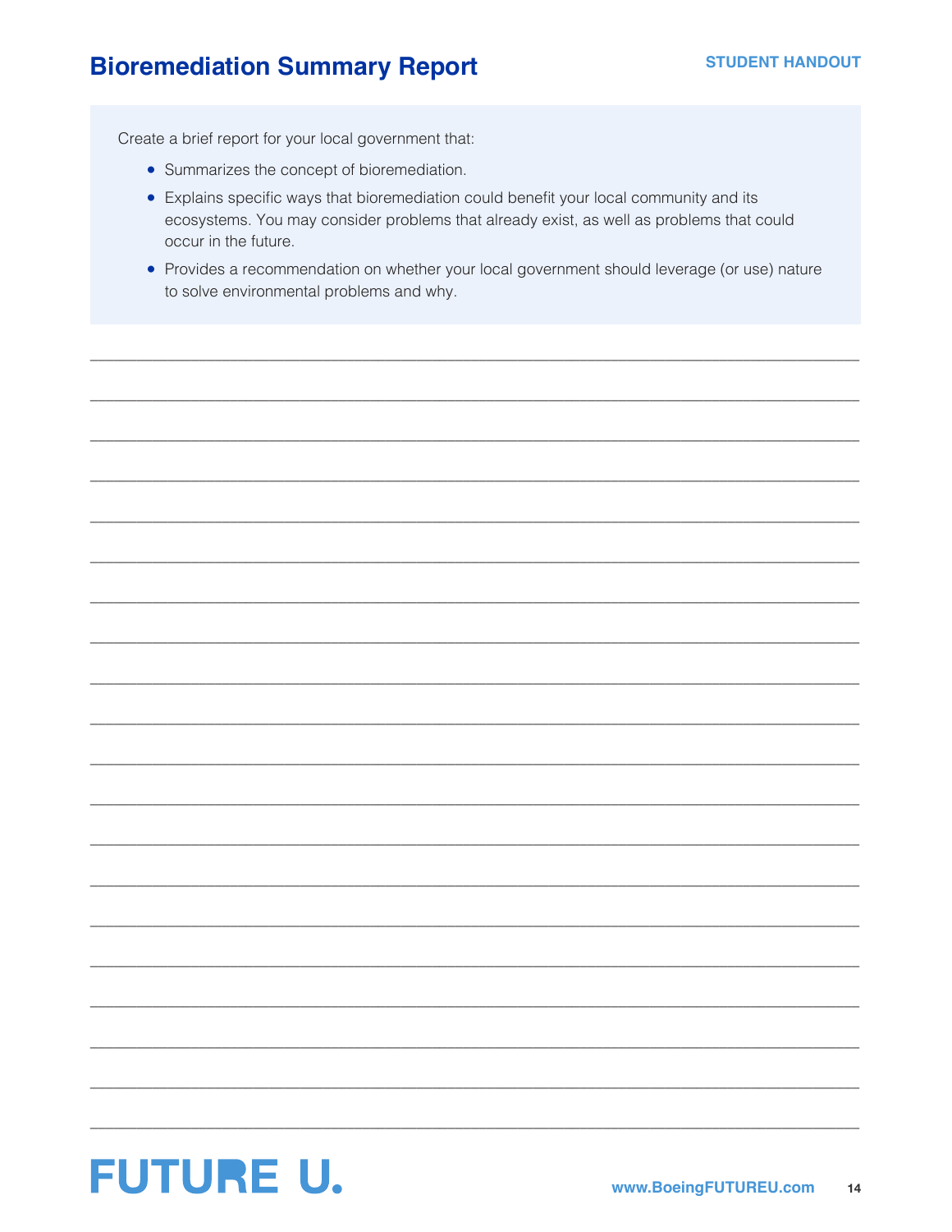# Bioremediation Summary Report

**STUDENT HANDOUT**

Create a brief report for your local government that:

- Summarizes the concept of bioremediation.
- Explains specific ways that bioremediation could benefit your local community and its ecosystems. You may consider problems that already exist, as well as problems that could occur in the future.
- Provides a recommendation on whether your local government should leverage (or use) nature to solve environmental problems and why.

**FUTURE U.**

www.BoeingFUTUREU.com